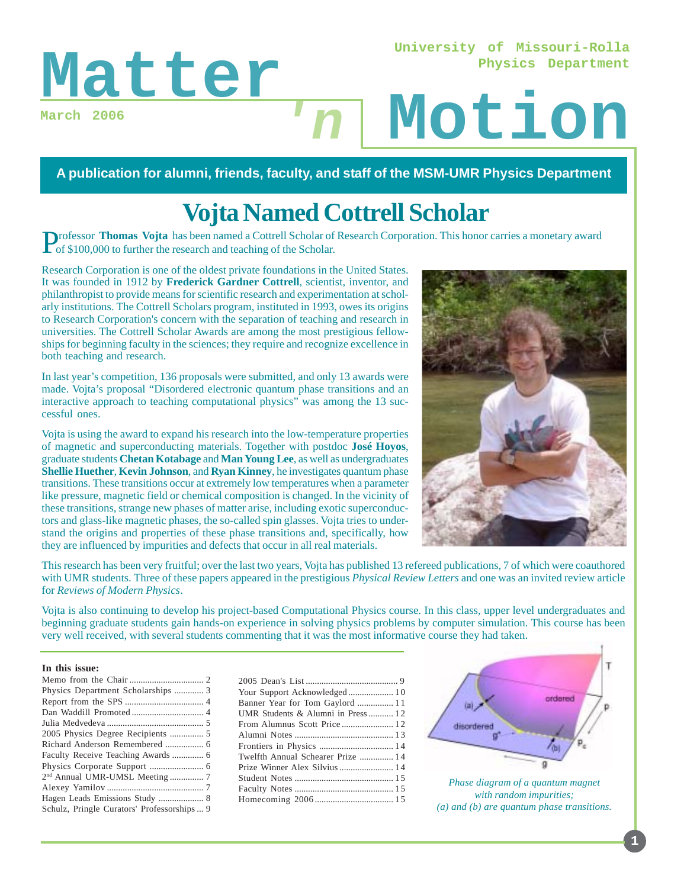# Matter 'n Motion

University of Missouri-Rolla Physics Department

March 2006

**A publication for alumni, friends, faculty, and staff of the MSM-UMR Physics Department**

## Vojta Named Cottrell Scholar

Professor **Thomas Vojta** has been named a Cottrell Scholar of Research Corporation. This honor carries a monetary award of $100,000 to further the research and teaching of the Scholar.

Research Corporation is one of the oldest private foundations in the United States. It was founded in 1912 by **Frederick Gardner Cottrell**, scientist, inventor, and philanthropist to provide means for scientific research and experimentation at scholarly institutions. The Cottrell Scholars program, instituted in 1993, owes its origins to Research Corporation's concern with the separation of teaching and research in universities. The Cottrell Scholar Awards are among the most prestigious fellowships for beginning faculty in the sciences; they require and recognize excellence in both teaching and research.

In last year's competition, 136 proposals were submitted, and only 13 awards were made. Vojta's proposal "Disordered electronic quantum phase transitions and an interactive approach to teaching computational physics" was among the 13 successful ones.

Vojta is using the award to expand his research into the low-temperature properties of magnetic and superconducting materials. Together with postdoc **José Hoyos**, graduate students **Chetan Kotabage** and **Man Young Lee**, as well as undergraduates **Shellie Huether**, **Kevin Johnson**, and **Ryan Kinney**, he investigates quantum phase transitions. These transitions occur at extremely low temperatures when a parameter like pressure, magnetic field or chemical composition is changed. In the vicinity of these transitions, strange new phases of matter arise, including exotic superconductors and glass-like magnetic phases, the so-called spin glasses. Vojta tries to understand the origins and properties of these phase transitions and, specifically, how they are influenced by impurities and defects that occur in all real materials.

This research has been very fruitful; over the last two years, Vojta has published 13 refereed publications, 7 of which were coauthored with UMR students. Three of these papers appeared in the prestigious *Physical Review Letters* and one was an invited review article for *Reviews of Modern Physics*.

Vojta is also continuing to develop his project-based Computational Physics course. In this class, upper level undergraduates and beginning graduate students gain hands-on experience in solving physics problems by computer simulation. This course has been very well received, with several students commenting that it was the most informative course they had taken.

*Phase diagram of a quantum magnet with random impurities; (a) and (b) are quantum phase transitions.*

**In this issue:**

- Memo from the Chair ... 2
- Physics Department Scholarships ... 3
- Report from the SPS ... 4
- Dan Waddill Promoted ... 4
- Julia Medvedeva ... 5
- 2005 Physics Degree Recipients ... 5
- Richard Anderson Remembered ... 6
- Faculty Receive Teaching Awards ... 6
- Physics Corporate Support ... 6
- 2nd Annual UMR-UMSL Meeting ... 7
- Alexey Yamilov ... 7
- Hagen Leads Emissions Study ... 8
- Schulz, Pringle Curators' Professorships ... 9
- 2005 Dean's List ... 9
- Your Support Acknowledged ... 10
- Banner Year for Tom Gaylord ... 11
- UMR Students & Alumni in Press ... 12
- From Alumnus Scott Price ... 12
- Alumni Notes ... 13
- Frontiers in Physics ... 14
- Twelfth Annual Schearer Prize ... 14
- Prize Winner Alex Silvius ... 14
- Student Notes ... 15
- Faculty Notes ... 15
- Homecoming 2006 ... 15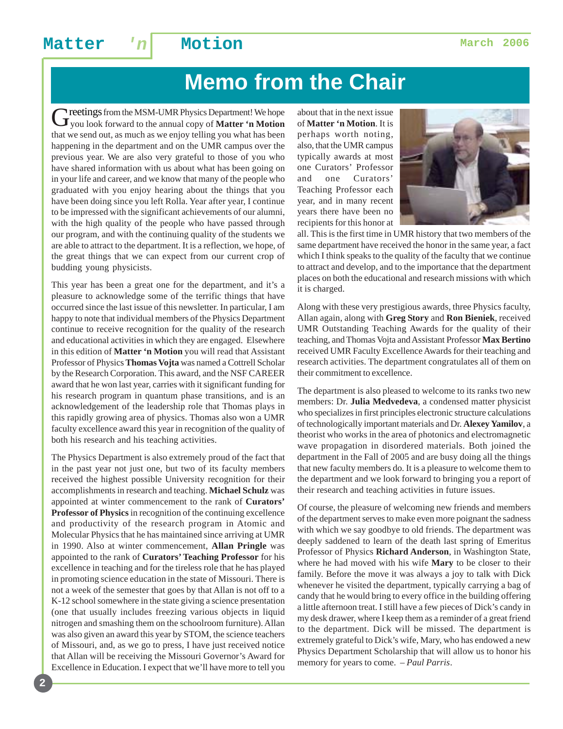# Memo from the Chair

Greetings from the MSM-UMR Physics Department! We hope you look forward to the annual copy of **Matter 'n Motion** that we send out, as much as we enjoy telling you what has been happening in the department and on the UMR campus over the previous year. We are also very grateful to those of you who have shared information with us about what has been going on in your life and career, and we know that many of the people who graduated with you enjoy hearing about the things that you have been doing since you left Rolla. Year after year, I continue to be impressed with the significant achievements of our alumni, with the high quality of the people who have passed through our program, and with the continuing quality of the students we are able to attract to the department. It is a reflection, we hope, of the great things that we can expect from our current crop of budding young physicists.

This year has been a great one for the department, and it's a pleasure to acknowledge some of the terrific things that have occurred since the last issue of this newsletter. In particular, I am happy to note that individual members of the Physics Department continue to receive recognition for the quality of the research and educational activities in which they are engaged. Elsewhere in this edition of **Matter 'n Motion** you will read that Assistant Professor of Physics **Thomas Vojta** was named a Cottrell Scholar by the Research Corporation. This award, and the NSF CAREER award that he won last year, carries with it significant funding for his research program in quantum phase transitions, and is an acknowledgement of the leadership role that Thomas plays in this rapidly growing area of physics. Thomas also won a UMR faculty excellence award this year in recognition of the quality of both his research and his teaching activities.

The Physics Department is also extremely proud of the fact that in the past year not just one, but two of its faculty members received the highest possible University recognition for their accomplishments in research and teaching. **Michael Schulz** was appointed at winter commencement to the rank of **Curators' Professor of Physics** in recognition of the continuing excellence and productivity of the research program in Atomic and Molecular Physics that he has maintained since arriving at UMR in 1990. Also at winter commencement, **Allan Pringle** was appointed to the rank of **Curators' Teaching Professor** for his excellence in teaching and for the tireless role that he has played in promoting science education in the state of Missouri. There is not a week of the semester that goes by that Allan is not off to a K-12 school somewhere in the state giving a science presentation (one that usually includes freezing various objects in liquid nitrogen and smashing them on the schoolroom furniture). Allan was also given an award this year by STOM, the science teachers of Missouri, and, as we go to press, I have just received notice that Allan will be receiving the Missouri Governor's Award for Excellence in Education. I expect that we'll have more to tell you about that in the next issue of **Matter 'n Motion**. It is perhaps worth noting, also, that the UMR campus typically awards at most one Curators' Professor and one Curators' Teaching Professor each year, and in many recent years there have been no recipients for this honor at all. This is the first time in UMR history that two members of the same department have received the honor in the same year, a fact which I think speaks to the quality of the faculty that we continue to attract and develop, and to the importance that the department places on both the educational and research missions with which it is charged.

Along with these very prestigious awards, three Physics faculty, Allan again, along with **Greg Story** and **Ron Bieniek**, received UMR Outstanding Teaching Awards for the quality of their teaching, and Thomas Vojta and Assistant Professor **Max Bertino** received UMR Faculty Excellence Awards for their teaching and research activities. The department congratulates all of them on their commitment to excellence.

The department is also pleased to welcome to its ranks two new members: Dr. **Julia Medvedeva**, a condensed matter physicist who specializes in first principles electronic structure calculations of technologically important materials and Dr. **Alexey Yamilov**, a theorist who works in the area of photonics and electromagnetic wave propagation in disordered materials. Both joined the department in the Fall of 2005 and are busy doing all the things that new faculty members do. It is a pleasure to welcome them to the department and we look forward to bringing you a report of their research and teaching activities in future issues.

Of course, the pleasure of welcoming new friends and members of the department serves to make even more poignant the sadness with which we say goodbye to old friends. The department was deeply saddened to learn of the death last spring of Emeritus Professor of Physics **Richard Anderson**, in Washington State, where he had moved with his wife **Mary** to be closer to their family. Before the move it was always a joy to talk with Dick whenever he visited the department, typically carrying a bag of candy that he would bring to every office in the building offering a little afternoon treat. I still have a few pieces of Dick's candy in my desk drawer, where I keep them as a reminder of a great friend to the department. Dick will be missed. The department is extremely grateful to Dick's wife, Mary, who has endowed a new Physics Department Scholarship that will allow us to honor his memory for years to come. – *Paul Parris*.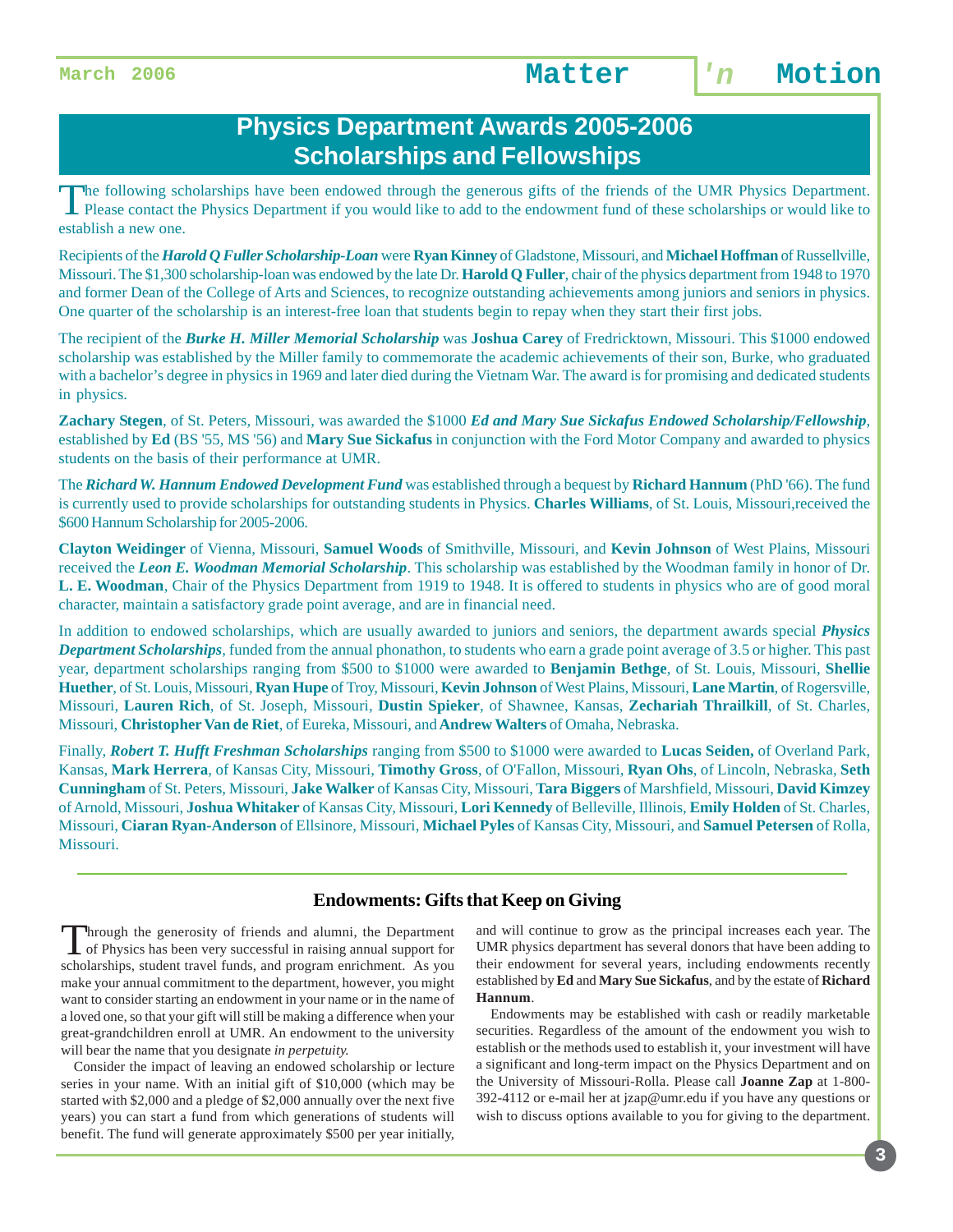# Physics Department Awards 2005-2006
# Scholarships and Fellowships

The following scholarships have been endowed through the generous gifts of the friends of the UMR Physics Department. Please contact the Physics Department if you would like to add to the endowment fund of these scholarships or would like to establish a new one.

Recipients of the ***Harold Q Fuller Scholarship-Loan*** were **Ryan Kinney** of Gladstone, Missouri, and **Michael Hoffman** of Russellville, Missouri. The $1,300 scholarship-loan was endowed by the late Dr. **Harold Q Fuller**, chair of the physics department from 1948 to 1970 and former Dean of the College of Arts and Sciences, to recognize outstanding achievements among juniors and seniors in physics. One quarter of the scholarship is an interest-free loan that students begin to repay when they start their first jobs.

The recipient of the ***Burke H. Miller Memorial Scholarship*** was **Joshua Carey** of Fredricktown, Missouri. This $1000 endowed scholarship was established by the Miller family to commemorate the academic achievements of their son, Burke, who graduated with a bachelor's degree in physics in 1969 and later died during the Vietnam War. The award is for promising and dedicated students in physics.

**Zachary Stegen**, of St. Peters, Missouri, was awarded the $1000 ***Ed and Mary Sue Sickafus Endowed Scholarship/Fellowship***, established by **Ed** (BS '55, MS '56) and **Mary Sue Sickafus** in conjunction with the Ford Motor Company and awarded to physics students on the basis of their performance at UMR.

The ***Richard W. Hannum Endowed Development Fund*** was established through a bequest by **Richard Hannum** (PhD '66). The fund is currently used to provide scholarships for outstanding students in Physics. **Charles Williams**, of St. Louis, Missouri,received the $600 Hannum Scholarship for 2005-2006.

**Clayton Weidinger** of Vienna, Missouri, **Samuel Woods** of Smithville, Missouri, and **Kevin Johnson** of West Plains, Missouri received the ***Leon E. Woodman Memorial Scholarship***. This scholarship was established by the Woodman family in honor of Dr. **L. E. Woodman**, Chair of the Physics Department from 1919 to 1948. It is offered to students in physics who are of good moral character, maintain a satisfactory grade point average, and are in financial need.

In addition to endowed scholarships, which are usually awarded to juniors and seniors, the department awards special ***Physics Department Scholarships***, funded from the annual phonathon, to students who earn a grade point average of 3.5 or higher. This past year, department scholarships ranging from $500 to $1000 were awarded to **Benjamin Bethge**, of St. Louis, Missouri, **Shellie Huether**, of St. Louis, Missouri, **Ryan Hupe** of Troy, Missouri, **Kevin Johnson** of West Plains, Missouri, **Lane Martin**, of Rogersville, Missouri, **Lauren Rich**, of St. Joseph, Missouri, **Dustin Spieker**, of Shawnee, Kansas, **Zechariah Thrailkill**, of St. Charles, Missouri, **Christopher Van de Riet**, of Eureka, Missouri, and **Andrew Walters** of Omaha, Nebraska.

Finally, ***Robert T. Hufft Freshman Scholarships*** ranging from $500 to $1000 were awarded to **Lucas Seiden,** of Overland Park, Kansas, **Mark Herrera**, of Kansas City, Missouri, **Timothy Gross**, of O'Fallon, Missouri, **Ryan Ohs**, of Lincoln, Nebraska, **Seth Cunningham** of St. Peters, Missouri, **Jake Walker** of Kansas City, Missouri, **Tara Biggers** of Marshfield, Missouri, **David Kimzey** of Arnold, Missouri, **Joshua Whitaker** of Kansas City, Missouri, **Lori Kennedy** of Belleville, Illinois, **Emily Holden** of St. Charles, Missouri, **Ciaran Ryan-Anderson** of Ellsinore, Missouri, **Michael Pyles** of Kansas City, Missouri, and **Samuel Petersen** of Rolla, Missouri.

---

## Endowments: Gifts that Keep on Giving

Through the generosity of friends and alumni, the Department of Physics has been very successful in raising annual support for scholarships, student travel funds, and program enrichment. As you make your annual commitment to the department, however, you might want to consider starting an endowment in your name or in the name of a loved one, so that your gift will still be making a difference when your great-grandchildren enroll at UMR. An endowment to the university will bear the name that you designate *in perpetuity.*

Consider the impact of leaving an endowed scholarship or lecture series in your name. With an initial gift of $10,000 (which may be started with $2,000 and a pledge of $2,000 annually over the next five years) you can start a fund from which generations of students will benefit. The fund will generate approximately $500 per year initially, and will continue to grow as the principal increases each year. The UMR physics department has several donors that have been adding to their endowment for several years, including endowments recently established by **Ed** and **Mary Sue Sickafus**, and by the estate of **Richard Hannum**.

Endowments may be established with cash or readily marketable securities. Regardless of the amount of the endowment you wish to establish or the methods used to establish it, your investment will have a significant and long-term impact on the Physics Department and on the University of Missouri-Rolla. Please call **Joanne Zap** at 1-800-392-4112 or e-mail her at jzap@umr.edu if you have any questions or wish to discuss options available to you for giving to the department.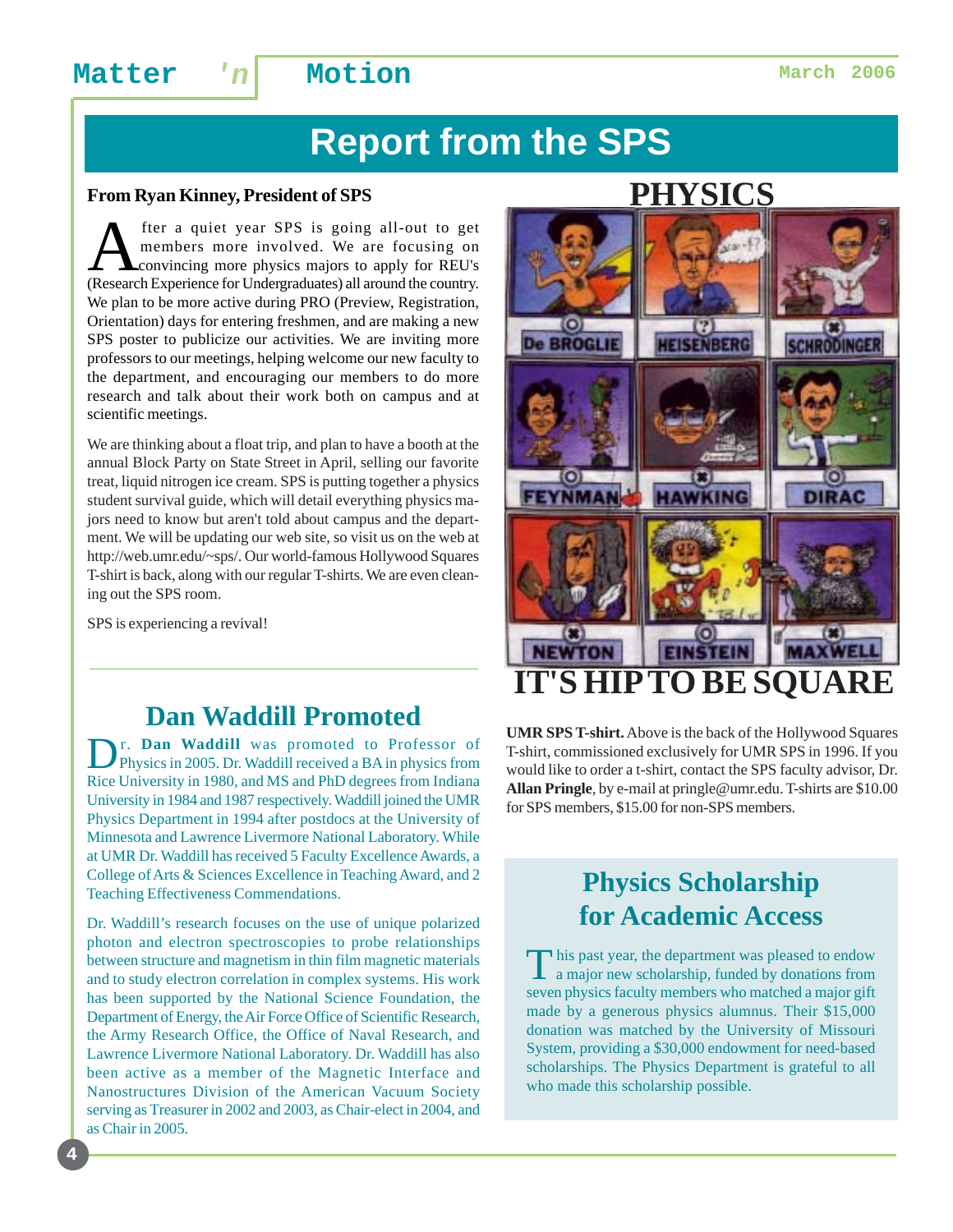# Report from the SPS

**From Ryan Kinney, President of SPS**

After a quiet year SPS is going all-out to get members more involved. We are focusing on convincing more physics majors to apply for REU's (Research Experience for Undergraduates) all around the country. We plan to be more active during PRO (Preview, Registration, Orientation) days for entering freshmen, and are making a new SPS poster to publicize our activities. We are inviting more professors to our meetings, helping welcome our new faculty to the department, and encouraging our members to do more research and talk about their work both on campus and at scientific meetings.

We are thinking about a float trip, and plan to have a booth at the annual Block Party on State Street in April, selling our favorite treat, liquid nitrogen ice cream. SPS is putting together a physics student survival guide, which will detail everything physics majors need to know but aren't told about campus and the department. We will be updating our web site, so visit us on the web at http://web.umr.edu/~sps/. Our world-famous Hollywood Squares T-shirt is back, along with our regular T-shirts. We are even cleaning out the SPS room.

SPS is experiencing a revival!

PHYSICS

De BROGLIE | HEISENBERG | SCHRODINGER
FEYNMAN | HAWKING | DIRAC
NEWTON | EINSTEIN | MAXWELL

IT'S HIP TO BE SQUARE

**UMR SPS T-shirt.** Above is the back of the Hollywood Squares T-shirt, commissioned exclusively for UMR SPS in 1996. If you would like to order a t-shirt, contact the SPS faculty advisor, Dr. **Allan Pringle**, by e-mail at pringle@umr.edu. T-shirts are $10.00 for SPS members, $15.00 for non-SPS members.

## Dan Waddill Promoted

Dr. **Dan Waddill** was promoted to Professor of Physics in 2005. Dr. Waddill received a BA in physics from Rice University in 1980, and MS and PhD degrees from Indiana University in 1984 and 1987 respectively. Waddill joined the UMR Physics Department in 1994 after postdocs at the University of Minnesota and Lawrence Livermore National Laboratory. While at UMR Dr. Waddill has received 5 Faculty Excellence Awards, a College of Arts & Sciences Excellence in Teaching Award, and 2 Teaching Effectiveness Commendations.

Dr. Waddill's research focuses on the use of unique polarized photon and electron spectroscopies to probe relationships between structure and magnetism in thin film magnetic materials and to study electron correlation in complex systems. His work has been supported by the National Science Foundation, the Department of Energy, the Air Force Office of Scientific Research, the Army Research Office, the Office of Naval Research, and Lawrence Livermore National Laboratory. Dr. Waddill has also been active as a member of the Magnetic Interface and Nanostructures Division of the American Vacuum Society serving as Treasurer in 2002 and 2003, as Chair-elect in 2004, and as Chair in 2005.

## Physics Scholarship for Academic Access

This past year, the department was pleased to endow a major new scholarship, funded by donations from seven physics faculty members who matched a major gift made by a generous physics alumnus. Their $15,000 donation was matched by the University of Missouri System, providing a $30,000 endowment for need-based scholarships. The Physics Department is grateful to all who made this scholarship possible.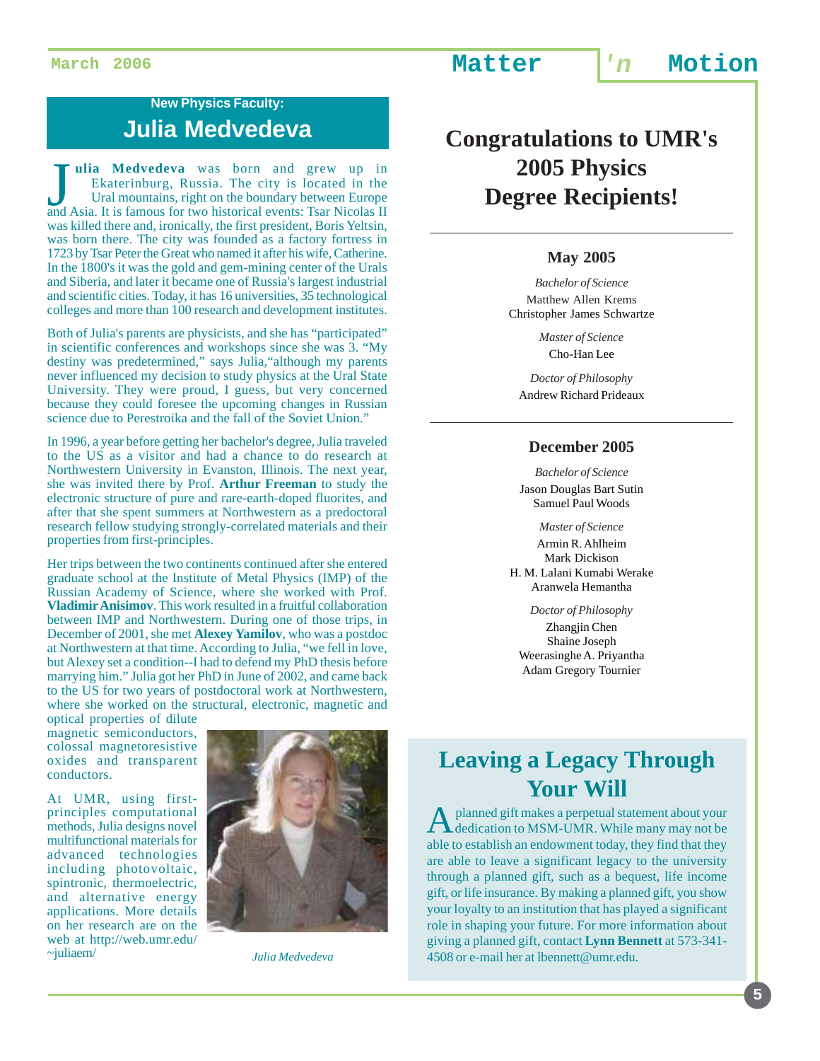## New Physics Faculty:

# Julia Medvedeva

**Julia Medvedeva** was born and grew up in Ekaterinburg, Russia. The city is located in the Ural mountains, right on the boundary between Europe and Asia. It is famous for two historical events: Tsar Nicolas II was killed there and, ironically, the first president, Boris Yeltsin, was born there. The city was founded as a factory fortress in 1723 by Tsar Peter the Great who named it after his wife, Catherine. In the 1800's it was the gold and gem-mining center of the Urals and Siberia, and later it became one of Russia's largest industrial and scientific cities. Today, it has 16 universities, 35 technological colleges and more than 100 research and development institutes.

Both of Julia's parents are physicists, and she has "participated" in scientific conferences and workshops since she was 3. "My destiny was predetermined," says Julia,"although my parents never influenced my decision to study physics at the Ural State University. They were proud, I guess, but very concerned because they could foresee the upcoming changes in Russian science due to Perestroika and the fall of the Soviet Union."

In 1996, a year before getting her bachelor's degree, Julia traveled to the US as a visitor and had a chance to do research at Northwestern University in Evanston, Illinois. The next year, she was invited there by Prof. **Arthur Freeman** to study the electronic structure of pure and rare-earth-doped fluorites, and after that she spent summers at Northwestern as a predoctoral research fellow studying strongly-correlated materials and their properties from first-principles.

Her trips between the two continents continued after she entered graduate school at the Institute of Metal Physics (IMP) of the Russian Academy of Science, where she worked with Prof. **Vladimir Anisimov**. This work resulted in a fruitful collaboration between IMP and Northwestern. During one of those trips, in December of 2001, she met **Alexey Yamilov**, who was a postdoc at Northwestern at that time. According to Julia, "we fell in love, but Alexey set a condition--I had to defend my PhD thesis before marrying him." Julia got her PhD in June of 2002, and came back to the US for two years of postdoctoral work at Northwestern, where she worked on the structural, electronic, magnetic and optical properties of dilute magnetic semiconductors, colossal magnetoresistive oxides and transparent conductors.

At UMR, using first-principles computational methods, Julia designs novel multifunctional materials for advanced technologies including photovoltaic, spintronic, thermoelectric, and alternative energy applications. More details on her research are on the web at http://web.umr.edu/~juliaem/

*Julia Medvedeva*

# Congratulations to UMR's 2005 Physics Degree Recipients!

### May 2005

*Bachelor of Science*
Matthew Allen Krems
Christopher James Schwartze

*Master of Science*
Cho-Han Lee

*Doctor of Philosophy*
Andrew Richard Prideaux

### December 2005

*Bachelor of Science*
Jason Douglas Bart Sutin
Samuel Paul Woods

*Master of Science*
Armin R. Ahlheim
Mark Dickison
H. M. Lalani Kumabi Werake
Aranwela Hemantha

*Doctor of Philosophy*
Zhangjin Chen
Shaine Joseph
Weerasinghe A. Priyantha
Adam Gregory Tournier

## Leaving a Legacy Through Your Will

A planned gift makes a perpetual statement about your dedication to MSM-UMR. While many may not be able to establish an endowment today, they find that they are able to leave a significant legacy to the university through a planned gift, such as a bequest, life income gift, or life insurance. By making a planned gift, you show your loyalty to an institution that has played a significant role in shaping your future. For more information about giving a planned gift, contact **Lynn Bennett** at 573-341-4508 or e-mail her at lbennett@umr.edu.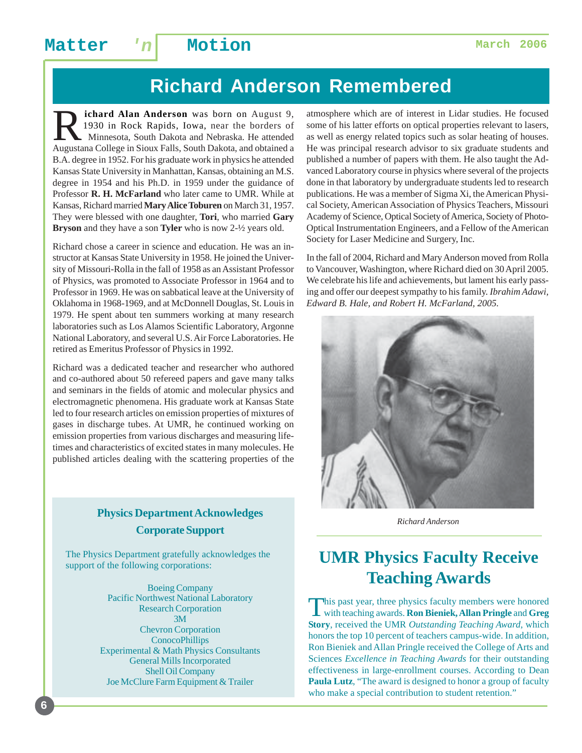# Richard Anderson Remembered

**Richard Alan Anderson** was born on August 9, 1930 in Rock Rapids, Iowa, near the borders of Minnesota, South Dakota and Nebraska. He attended Augustana College in Sioux Falls, South Dakota, and obtained a B.A. degree in 1952. For his graduate work in physics he attended Kansas State University in Manhattan, Kansas, obtaining an M.S. degree in 1954 and his Ph.D. in 1959 under the guidance of Professor **R. H. McFarland** who later came to UMR. While at Kansas, Richard married **Mary Alice Toburen** on March 31, 1957. They were blessed with one daughter, **Tori**, who married **Gary Bryson** and they have a son **Tyler** who is now 2-½ years old.

Richard chose a career in science and education. He was an instructor at Kansas State University in 1958. He joined the University of Missouri-Rolla in the fall of 1958 as an Assistant Professor of Physics, was promoted to Associate Professor in 1964 and to Professor in 1969. He was on sabbatical leave at the University of Oklahoma in 1968-1969, and at McDonnell Douglas, St. Louis in 1979. He spent about ten summers working at many research laboratories such as Los Alamos Scientific Laboratory, Argonne National Laboratory, and several U.S. Air Force Laboratories. He retired as Emeritus Professor of Physics in 1992.

Richard was a dedicated teacher and researcher who authored and co-authored about 50 refereed papers and gave many talks and seminars in the fields of atomic and molecular physics and electromagnetic phenomena. His graduate work at Kansas State led to four research articles on emission properties of mixtures of gases in discharge tubes. At UMR, he continued working on emission properties from various discharges and measuring lifetimes and characteristics of excited states in many molecules. He published articles dealing with the scattering properties of the atmosphere which are of interest in Lidar studies. He focused some of his latter efforts on optical properties relevant to lasers, as well as energy related topics such as solar heating of houses. He was principal research advisor to six graduate students and published a number of papers with them. He also taught the Advanced Laboratory course in physics where several of the projects done in that laboratory by undergraduate students led to research publications. He was a member of Sigma Xi, the American Physical Society, American Association of Physics Teachers, Missouri Academy of Science, Optical Society of America, Society of Photo-Optical Instrumentation Engineers, and a Fellow of the American Society for Laser Medicine and Surgery, Inc.

In the fall of 2004, Richard and Mary Anderson moved from Rolla to Vancouver, Washington, where Richard died on 30 April 2005. We celebrate his life and achievements, but lament his early passing and offer our deepest sympathy to his family. *Ibrahim Adawi, Edward B. Hale, and Robert H. McFarland, 2005.*

*Richard Anderson*

## Physics Department Acknowledges Corporate Support

The Physics Department gratefully acknowledges the support of the following corporations:

Boeing Company
Pacific Northwest National Laboratory
Research Corporation
3M
Chevron Corporation
ConocoPhillips
Experimental & Math Physics Consultants
General Mills Incorporated
Shell Oil Company
Joe McClure Farm Equipment & Trailer

# UMR Physics Faculty Receive Teaching Awards

This past year, three physics faculty members were honored with teaching awards. **Ron Bieniek, Allan Pringle** and **Greg Story**, received the UMR *Outstanding Teaching Award*, which honors the top 10 percent of teachers campus-wide. In addition, Ron Bieniek and Allan Pringle received the College of Arts and Sciences *Excellence in Teaching Awards* for their outstanding effectiveness in large-enrollment courses. According to Dean **Paula Lutz**, "The award is designed to honor a group of faculty who make a special contribution to student retention."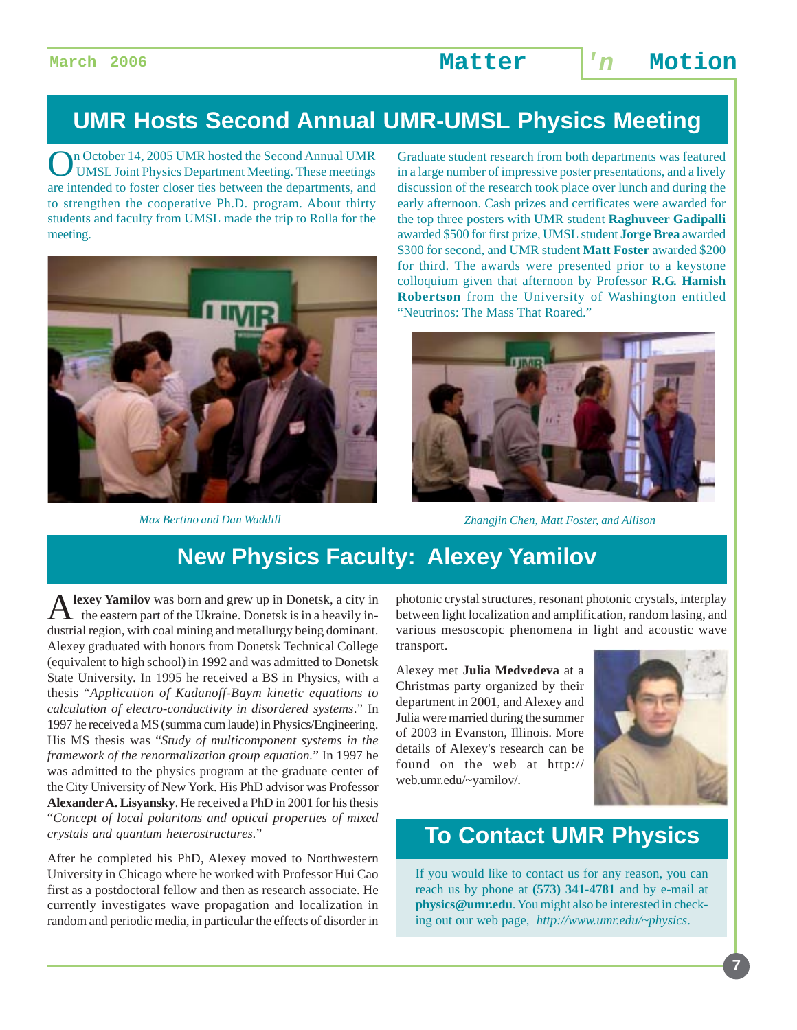## UMR Hosts Second Annual UMR-UMSL Physics Meeting

On October 14, 2005 UMR hosted the Second Annual UMR UMSL Joint Physics Department Meeting. These meetings are intended to foster closer ties between the departments, and to strengthen the cooperative Ph.D. program. About thirty students and faculty from UMSL made the trip to Rolla for the meeting.

*Max Bertino and Dan Waddill*

Graduate student research from both departments was featured in a large number of impressive poster presentations, and a lively discussion of the research took place over lunch and during the early afternoon. Cash prizes and certificates were awarded for the top three posters with UMR student **Raghuveer Gadipalli** awarded $500 for first prize, UMSL student **Jorge Brea** awarded $300 for second, and UMR student **Matt Foster** awarded $200 for third. The awards were presented prior to a keystone colloquium given that afternoon by Professor **R.G. Hamish Robertson** from the University of Washington entitled "Neutrinos: The Mass That Roared."

*Zhangjin Chen, Matt Foster, and Allison*

## New Physics Faculty: Alexey Yamilov

**Alexey Yamilov** was born and grew up in Donetsk, a city in the eastern part of the Ukraine. Donetsk is in a heavily industrial region, with coal mining and metallurgy being dominant. Alexey graduated with honors from Donetsk Technical College (equivalent to high school) in 1992 and was admitted to Donetsk State University. In 1995 he received a BS in Physics, with a thesis "*Application of Kadanoff-Baym kinetic equations to calculation of electro-conductivity in disordered systems*." In 1997 he received a MS (summa cum laude) in Physics/Engineering. His MS thesis was "*Study of multicomponent systems in the framework of the renormalization group equation.*" In 1997 he was admitted to the physics program at the graduate center of the City University of New York. His PhD advisor was Professor **Alexander A. Lisyansky**. He received a PhD in 2001 for his thesis "*Concept of local polaritons and optical properties of mixed crystals and quantum heterostructures.*"

After he completed his PhD, Alexey moved to Northwestern University in Chicago where he worked with Professor Hui Cao first as a postdoctoral fellow and then as research associate. He currently investigates wave propagation and localization in random and periodic media, in particular the effects of disorder in photonic crystal structures, resonant photonic crystals, interplay between light localization and amplification, random lasing, and various mesoscopic phenomena in light and acoustic wave transport.

Alexey met **Julia Medvedeva** at a Christmas party organized by their department in 2001, and Alexey and Julia were married during the summer of 2003 in Evanston, Illinois. More details of Alexey's research can be found on the web at http://web.umr.edu/~yamilov/.

## To Contact UMR Physics

If you would like to contact us for any reason, you can reach us by phone at **(573) 341-4781** and by e-mail at **physics@umr.edu**. You might also be interested in checking out our web page, *http://www.umr.edu/~physics*.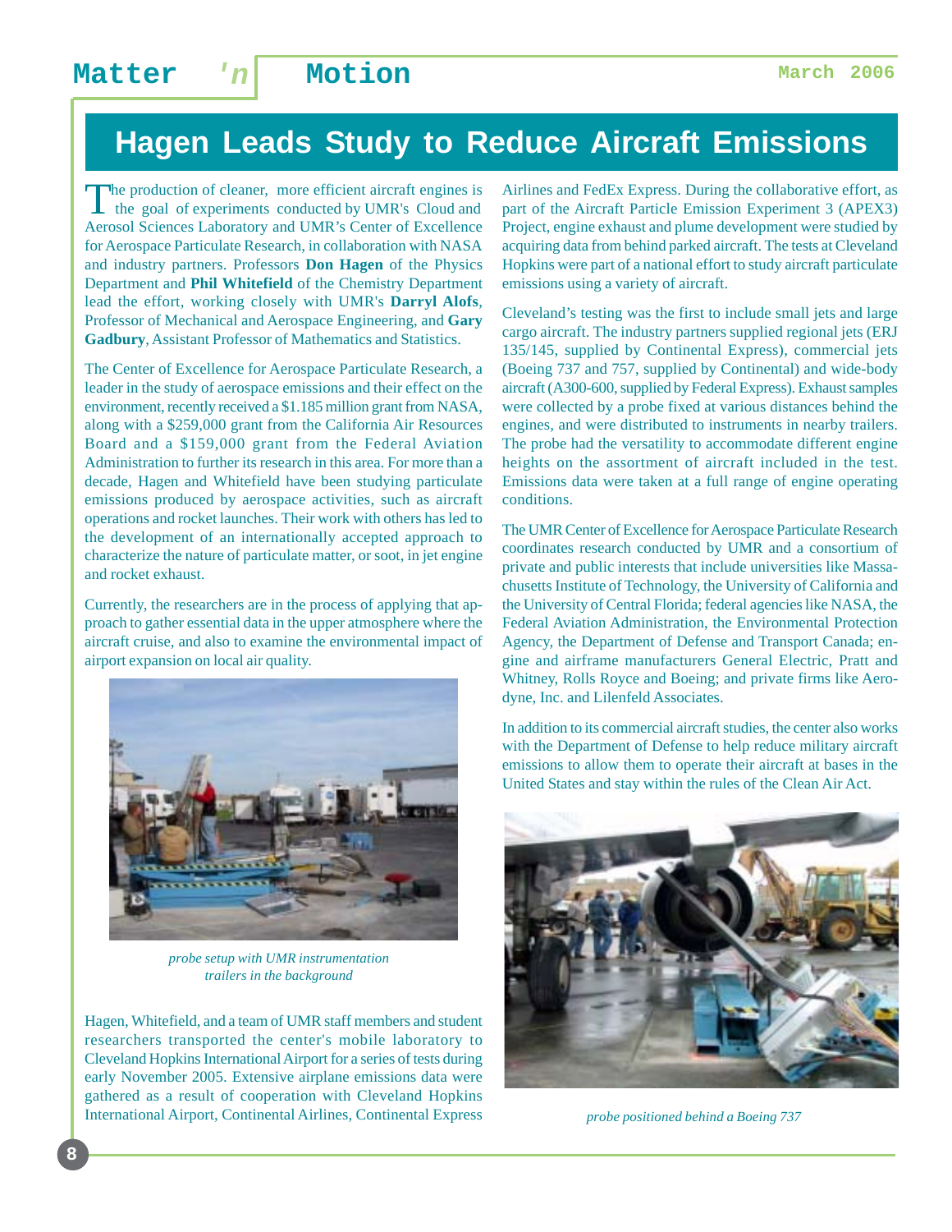# Hagen Leads Study to Reduce Aircraft Emissions

The production of cleaner, more efficient aircraft engines is the goal of experiments conducted by UMR's Cloud and Aerosol Sciences Laboratory and UMR's Center of Excellence for Aerospace Particulate Research, in collaboration with NASA and industry partners. Professors **Don Hagen** of the Physics Department and **Phil Whitefield** of the Chemistry Department lead the effort, working closely with UMR's **Darryl Alofs**, Professor of Mechanical and Aerospace Engineering, and **Gary Gadbury**, Assistant Professor of Mathematics and Statistics.

The Center of Excellence for Aerospace Particulate Research, a leader in the study of aerospace emissions and their effect on the environment, recently received a $1.185 million grant from NASA, along with a $259,000 grant from the California Air Resources Board and a $159,000 grant from the Federal Aviation Administration to further its research in this area. For more than a decade, Hagen and Whitefield have been studying particulate emissions produced by aerospace activities, such as aircraft operations and rocket launches. Their work with others has led to the development of an internationally accepted approach to characterize the nature of particulate matter, or soot, in jet engine and rocket exhaust.

Currently, the researchers are in the process of applying that approach to gather essential data in the upper atmosphere where the aircraft cruise, and also to examine the environmental impact of airport expansion on local air quality.

*probe setup with UMR instrumentation trailers in the background*

Hagen, Whitefield, and a team of UMR staff members and student researchers transported the center's mobile laboratory to Cleveland Hopkins International Airport for a series of tests during early November 2005. Extensive airplane emissions data were gathered as a result of cooperation with Cleveland Hopkins International Airport, Continental Airlines, Continental Express Airlines and FedEx Express. During the collaborative effort, as part of the Aircraft Particle Emission Experiment 3 (APEX3) Project, engine exhaust and plume development were studied by acquiring data from behind parked aircraft. The tests at Cleveland Hopkins were part of a national effort to study aircraft particulate emissions using a variety of aircraft.

Cleveland's testing was the first to include small jets and large cargo aircraft. The industry partners supplied regional jets (ERJ 135/145, supplied by Continental Express), commercial jets (Boeing 737 and 757, supplied by Continental) and wide-body aircraft (A300-600, supplied by Federal Express). Exhaust samples were collected by a probe fixed at various distances behind the engines, and were distributed to instruments in nearby trailers. The probe had the versatility to accommodate different engine heights on the assortment of aircraft included in the test. Emissions data were taken at a full range of engine operating conditions.

The UMR Center of Excellence for Aerospace Particulate Research coordinates research conducted by UMR and a consortium of private and public interests that include universities like Massachusetts Institute of Technology, the University of California and the University of Central Florida; federal agencies like NASA, the Federal Aviation Administration, the Environmental Protection Agency, the Department of Defense and Transport Canada; engine and airframe manufacturers General Electric, Pratt and Whitney, Rolls Royce and Boeing; and private firms like Aerodyne, Inc. and Lilenfeld Associates.

In addition to its commercial aircraft studies, the center also works with the Department of Defense to help reduce military aircraft emissions to allow them to operate their aircraft at bases in the United States and stay within the rules of the Clean Air Act.

*probe positioned behind a Boeing 737*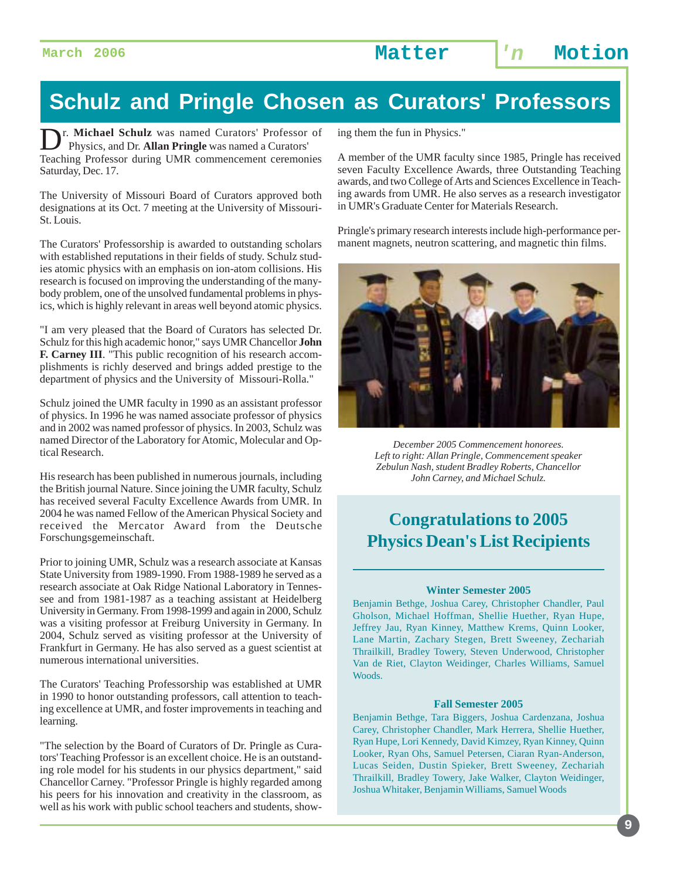# Schulz and Pringle Chosen as Curators' Professors

Dr. **Michael Schulz** was named Curators' Professor of Physics, and Dr. **Allan Pringle** was named a Curators' Teaching Professor during UMR commencement ceremonies Saturday, Dec. 17.

The University of Missouri Board of Curators approved both designations at its Oct. 7 meeting at the University of Missouri-St. Louis.

The Curators' Professorship is awarded to outstanding scholars with established reputations in their fields of study. Schulz studies atomic physics with an emphasis on ion-atom collisions. His research is focused on improving the understanding of the many-body problem, one of the unsolved fundamental problems in physics, which is highly relevant in areas well beyond atomic physics.

"I am very pleased that the Board of Curators has selected Dr. Schulz for this high academic honor," says UMR Chancellor **John F. Carney III**. "This public recognition of his research accomplishments is richly deserved and brings added prestige to the department of physics and the University of Missouri-Rolla."

Schulz joined the UMR faculty in 1990 as an assistant professor of physics. In 1996 he was named associate professor of physics and in 2002 was named professor of physics. In 2003, Schulz was named Director of the Laboratory for Atomic, Molecular and Optical Research.

His research has been published in numerous journals, including the British journal Nature. Since joining the UMR faculty, Schulz has received several Faculty Excellence Awards from UMR. In 2004 he was named Fellow of the American Physical Society and received the Mercator Award from the Deutsche Forschungsgemeinschaft.

Prior to joining UMR, Schulz was a research associate at Kansas State University from 1989-1990. From 1988-1989 he served as a research associate at Oak Ridge National Laboratory in Tennessee and from 1981-1987 as a teaching assistant at Heidelberg University in Germany. From 1998-1999 and again in 2000, Schulz was a visiting professor at Freiburg University in Germany. In 2004, Schulz served as visiting professor at the University of Frankfurt in Germany. He has also served as a guest scientist at numerous international universities.

The Curators' Teaching Professorship was established at UMR in 1990 to honor outstanding professors, call attention to teaching excellence at UMR, and foster improvements in teaching and learning.

"The selection by the Board of Curators of Dr. Pringle as Curators' Teaching Professor is an excellent choice. He is an outstanding role model for his students in our physics department," said Chancellor Carney. "Professor Pringle is highly regarded among his peers for his innovation and creativity in the classroom, as well as his work with public school teachers and students, showing them the fun in Physics."

A member of the UMR faculty since 1985, Pringle has received seven Faculty Excellence Awards, three Outstanding Teaching awards, and two College of Arts and Sciences Excellence in Teaching awards from UMR. He also serves as a research investigator in UMR's Graduate Center for Materials Research.

Pringle's primary research interests include high-performance permanent magnets, neutron scattering, and magnetic thin films.

*December 2005 Commencement honorees. Left to right: Allan Pringle, Commencement speaker Zebulun Nash, student Bradley Roberts, Chancellor John Carney, and Michael Schulz.*

## Congratulations to 2005 Physics Dean's List Recipients

### Winter Semester 2005

Benjamin Bethge, Joshua Carey, Christopher Chandler, Paul Gholson, Michael Hoffman, Shellie Huether, Ryan Hupe, Jeffrey Jau, Ryan Kinney, Matthew Krems, Quinn Looker, Lane Martin, Zachary Stegen, Brett Sweeney, Zechariah Thrailkill, Bradley Towery, Steven Underwood, Christopher Van de Riet, Clayton Weidinger, Charles Williams, Samuel Woods.

### Fall Semester 2005

Benjamin Bethge, Tara Biggers, Joshua Cardenzana, Joshua Carey, Christopher Chandler, Mark Herrera, Shellie Huether, Ryan Hupe, Lori Kennedy, David Kimzey, Ryan Kinney, Quinn Looker, Ryan Ohs, Samuel Petersen, Ciaran Ryan-Anderson, Lucas Seiden, Dustin Spieker, Brett Sweeney, Zechariah Thrailkill, Bradley Towery, Jake Walker, Clayton Weidinger, Joshua Whitaker, Benjamin Williams, Samuel Woods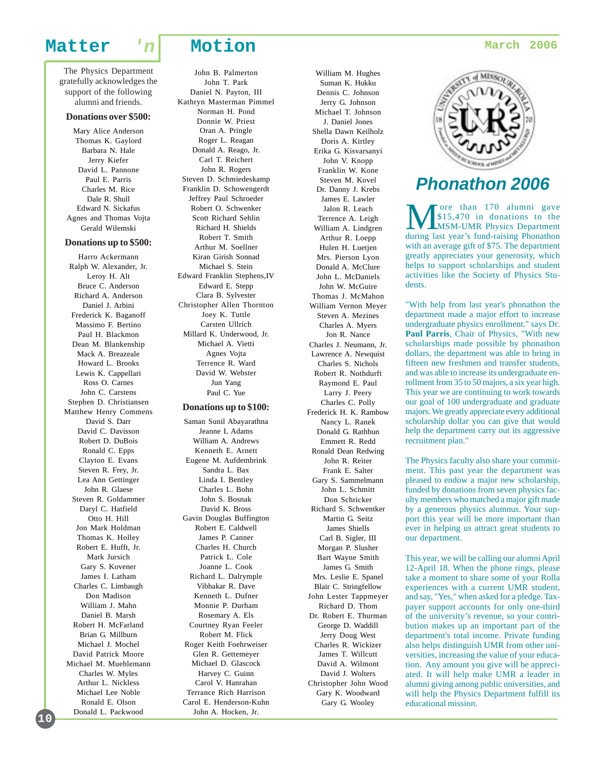The Physics Department gratefully acknowledges the support of the following alumni and friends.

### Donations over $500:

Mary Alice Anderson
Thomas K. Gaylord
Barbara N. Hale
Jerry Kiefer
David L. Pannone
Paul E. Parris
Charles M. Rice
Dale R. Shull
Edward N. Sickafus
Agnes and Thomas Vojta
Gerald Wilemski

### Donations up to $500:

Harro Ackermann
Ralph W. Alexander, Jr.
Leroy H. Alt
Bruce C. Anderson
Richard A. Anderson
Daniel J. Arbini
Frederick K. Baganoff
Massimo F. Bertino
Paul H. Blackmon
Dean M. Blankenship
Mack A. Breazeale
Howard L. Brooks
Lewis K. Cappellari
Ross O. Carnes
John C. Carstens
Stephen D. Christiansen
Matthew Henry Commens
David S. Darr
David C. Davisson
Robert D. DuBois
Ronald C. Epps
Clayton E. Evans
Steven R. Frey, Jr.
Lea Ann Gettinger
John R. Glaese
Steven R. Goldammer
Daryl C. Hatfield
Otto H. Hill
Jon Mark Holdman
Thomas K. Holley
Robert E. Hufft, Jr.
Mark Jursich
Gary S. Kovener
James I. Latham
Charles C. Limbaugh
Don Madison
William J. Mahn
Daniel B. Marsh
Robert H. McFarland
Brian G. Millburn
Michael J. Mochel
David Patrick Moore
Michael M. Muehlemann
Charles W. Myles
Arthur L. Nickless
Michael Lee Noble
Ronald E. Olson
Donald L. Packwood
John B. Palmerton
John T. Park
Daniel N. Payton, III
Kathryn Masterman Pimmel
Norman H. Pond
Donnie W. Priest
Oran A. Pringle
Roger L. Reagan
Donald A. Reago, Jr.
Carl T. Reichert
John R. Rogers
Steven D. Schmiedeskamp
Franklin D. Schowengerdt
Jeffrey Paul Schroeder
Robert O. Schwenker
Scott Richard Sehlin
Richard H. Shields
Robert T. Smith
Arthur M. Soellner
Kiran Girish Sonnad
Michael S. Stein
Edward Franklin Stephens,IV
Edward E. Stepp
Clara B. Sylvester
Christopher Allen Thornton
Joey K. Tuttle
Carsten Ullrich
Millard K. Underwood, Jr.
Michael A. Vietti
Agnes Vojta
Terrence R. Ward
David W. Webster
Jun Yang
Paul C. Yue

### Donations up to $100:

Saman Sunil Abayarathna
Jeanne L Adams
William A. Andrews
Kenneth E. Arnett
Eugene M. Aufdembrink
Sandra L. Bax
Linda I. Bentley
Charles L. Bohn
John S. Bosnak
David K. Bross
Gavin Douglas Buffington
Robert E. Caldwell
James P. Canner
Charles H. Church
Patrick L. Cole
Joanne L. Cook
Richard C. Dalrymple
Vibhakar R. Dave
Kenneth L. Dufner
Monnie P. Durham
Rosemary A. Els
Courtney Ryan Feeler
Robert M. Flick
Roger Keith Foehrweiser
Glen R. Gettemeyer
Michael D. Glascock
Harvey C. Guinn
Carol V. Hanrahan
Terrance Rich Harrison
Carol E. Henderson-Kuhn
John A. Hocken, Jr.
William M. Hughes
Suman K. Hukku
Dennis C. Johnson
Jerry G. Johnson
Michael T. Johnson
J. Daniel Jones
Shella Dawn Keilholz
Doris A. Kirtley
Erika G. Kisvarsanyi
John V. Knopp
Franklin W. Kone
Steven M. Kovel
Dr. Danny J. Krebs
James E. Lawler
Jalon R. Leach
Terrence L. Leigh
William A. Lindgren
Arthur R. Loepp
Hulen H. Luetjen
Mrs. Pierson Lyon
Donald A. McClure
John L. McDaniels
John W. McGuire
Thomas J. McMahon
William Vernon Meyer
Steven A. Mezines
Charles A. Myers
Jon R. Nance
Charles J. Neumann, Jr.
Lawrence A. Newquist
Charles S. Nichols
Robert R. Nothdurft
Raymond E. Paul
Larry J. Peery
Charles C. Polly
Frederick H. K. Rambow
Nancy L. Ranek
Donald G. Rathbun
Emmett R. Redd
Ronald Dean Redwing
John R. Reiter
Frank E. Salter
Gary S. Sammelmann
John L. Schmitt
Don Schricker
Richard S. Schwentker
Martin G. Seitz
James Shiells
Carl B. Sigler, III
Morgan P. Slusher
Bart Wayne Smith
James G. Smith
Mrs. Leslie E. Spanel
Blair C. Stringfellow
John Lester Tappmeyer
Richard D. Thom
Dr. Robert E. Thurman
George D. Waddill
Jerry Doug West
Charles R. Wickizer
James T. Willcutt
David A. Wilmont
David J. Wolters
Christopher John Wood
Gary K. Woodward
Gary G. Wooley

## *Phonathon 2006*

More than 170 alumni gave $15,470 in donations to the MSM-UMR Physics Department during last year's fund-raising Phonathon with an average gift of $75. The department greatly appreciates your generosity, which helps to support scholarships and student activities like the Society of Physics Students.

"With help from last year's phonathon the department made a major effort to increase undergraduate physics enrollment." says Dr. **Paul Parris**, Chair of Physics, "With new scholarships made possible by phonathon dollars, the department was able to bring in fifteen new freshmen and transfer students, and was able to increase its undergraduate enrollment from 35 to 50 majors, a six year high. This year we are continuing to work towards our goal of 100 undergraduate and graduate majors. We greatly appreciate every additional scholarship dollar you can give that would help the department carry out its aggressive recruitment plan."

The Physics faculty also share your commitment. This past year the department was pleased to endow a major new scholarship, funded by donations from seven physics faculty members who matched a major gift made by a generous physics alumnus. Your support this year will be more important than ever in helping us attract great students to our department.

This year, we will be calling our alumni April 12-April 18. When the phone rings, please take a moment to share some of your Rolla experiences with a current UMR student, and say, "Yes," when asked for a pledge. Taxpayer support accounts for only one-third of the university's revenue, so your contribution makes up an important part of the department's total income. Private funding also helps distinguish UMR from other universities, increasing the value of your education. Any amount you give will be appreciated. It will help make UMR a leader in alumni giving among public universities, and will help the Physics Department fulfill its educational mission.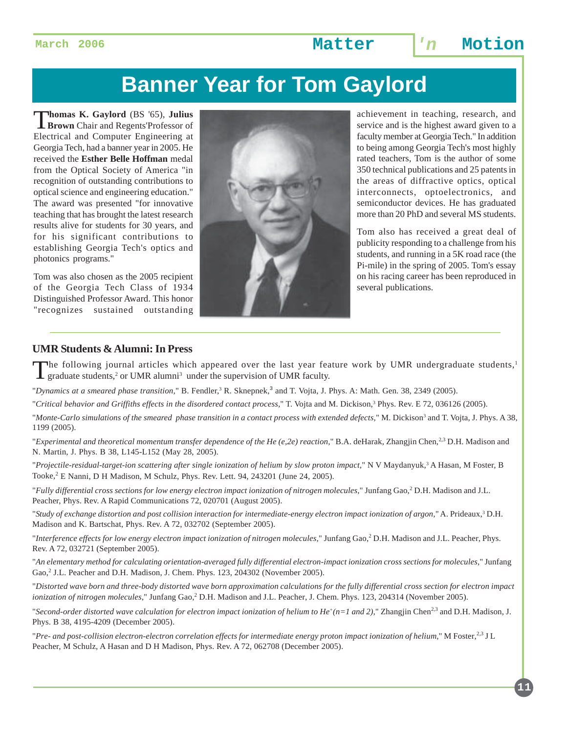# Banner Year for Tom Gaylord

**Thomas K. Gaylord** (BS '65), **Julius Brown** Chair and Regents'Professor of Electrical and Computer Engineering at Georgia Tech, had a banner year in 2005. He received the **Esther Belle Hoffman** medal from the Optical Society of America "in recognition of outstanding contributions to optical science and engineering education." The award was presented "for innovative teaching that has brought the latest research results alive for students for 30 years, and for his significant contributions to establishing Georgia Tech's optics and photonics programs."

Tom was also chosen as the 2005 recipient of the Georgia Tech Class of 1934 Distinguished Professor Award. This honor "recognizes sustained outstanding achievement in teaching, research, and service and is the highest award given to a faculty member at Georgia Tech." In addition to being among Georgia Tech's most highly rated teachers, Tom is the author of some 350 technical publications and 25 patents in the areas of diffractive optics, optical interconnects, optoelectronics, and semiconductor devices. He has graduated more than 20 PhD and several MS students.

Tom also has received a great deal of publicity responding to a challenge from his students, and running in a 5K road race (the Pi-mile) in the spring of 2005. Tom's essay on his racing career has been reproduced in several publications.

## UMR Students & Alumni: In Press

The following journal articles which appeared over the last year feature work by UMR undergraduate students,[1] graduate students,[2] or UMR alumni[3] under the supervision of UMR faculty.

"*Dynamics at a smeared phase transition,*" B. Fendler,[3] R. Sknepnek,[3] and T. Vojta, J. Phys. A: Math. Gen. 38, 2349 (2005).

"*Critical behavior and Griffiths effects in the disordered contact process*," T. Vojta and M. Dickison,[3] Phys. Rev. E 72, 036126 (2005).

"*Monte-Carlo simulations of the smeared phase transition in a contact process with extended defects,*" M. Dickison[3] and T. Vojta, J. Phys. A 38, 1199 (2005).

"*Experimental and theoretical momentum transfer dependence of the He (e,2e) reaction,*" B.A. deHarak, Zhangjin Chen,[2,3] D.H. Madison and N. Martin, J. Phys. B 38, L145-L152 (May 28, 2005).

"*Projectile-residual-target-ion scattering after single ionization of helium by slow proton impact,*" N V Maydanyuk,[3] A Hasan, M Foster, B Tooke,[2] E Nanni, D H Madison, M Schulz, Phys. Rev. Lett. 94, 243201 (June 24, 2005).

"*Fully differential cross sections for low energy electron impact ionization of nitrogen molecules*," Junfang Gao,[2] D.H. Madison and J.L. Peacher, Phys. Rev. A Rapid Communications 72, 020701 (August 2005).

"*Study of exchange distortion and post collision interaction for intermediate-energy electron impact ionization of argon*," A. Prideaux,[3] D.H. Madison and K. Bartschat, Phys. Rev. A 72, 032702 (September 2005).

"*Interference effects for low energy electron impact ionization of nitrogen molecules,*" Junfang Gao,[2] D.H. Madison and J.L. Peacher, Phys. Rev. A 72, 032721 (September 2005).

"*An elementary method for calculating orientation-averaged fully differential electron-impact ionization cross sections for molecules*," Junfang Gao,[2] J.L. Peacher and D.H. Madison, J. Chem. Phys. 123, 204302 (November 2005).

"*Distorted wave born and three-body distorted wave born approximation calculations for the fully differential cross section for electron impact ionization of nitrogen molecules*," Junfang Gao,[2] D.H. Madison and J.L. Peacher, J. Chem. Phys. 123, 204314 (November 2005).

"*Second-order distorted wave calculation for electron impact ionization of helium to $He^{+}$(n=1 and 2),*" Zhangjin Chen[2,3] and D.H. Madison, J. Phys. B 38, 4195-4209 (December 2005).

"*Pre- and post-collision electron-electron correlation effects for intermediate energy proton impact ionization of helium,*" M Foster,[2,3] J L Peacher, M Schulz, A Hasan and D H Madison, Phys. Rev. A 72, 062708 (December 2005).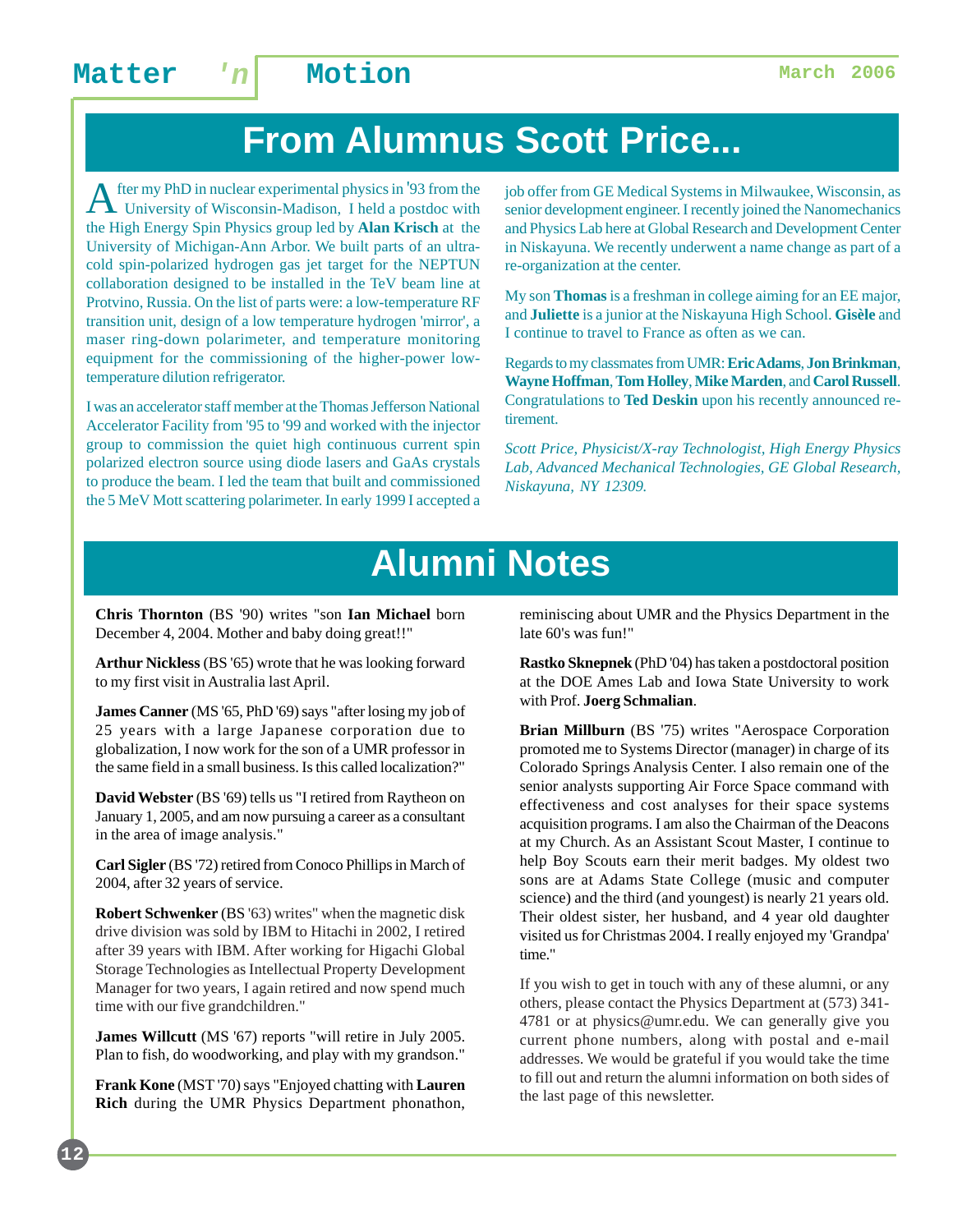# From Alumnus Scott Price...

After my PhD in nuclear experimental physics in '93 from the University of Wisconsin-Madison, I held a postdoc with the High Energy Spin Physics group led by **Alan Krisch** at the University of Michigan-Ann Arbor. We built parts of an ultra-cold spin-polarized hydrogen gas jet target for the NEPTUN collaboration designed to be installed in the TeV beam line at Protvino, Russia. On the list of parts were: a low-temperature RF transition unit, design of a low temperature hydrogen 'mirror', a maser ring-down polarimeter, and temperature monitoring equipment for the commissioning of the higher-power low-temperature dilution refrigerator.

I was an accelerator staff member at the Thomas Jefferson National Accelerator Facility from '95 to '99 and worked with the injector group to commission the quiet high continuous current spin polarized electron source using diode lasers and GaAs crystals to produce the beam. I led the team that built and commissioned the 5 MeV Mott scattering polarimeter. In early 1999 I accepted a job offer from GE Medical Systems in Milwaukee, Wisconsin, as senior development engineer. I recently joined the Nanomechanics and Physics Lab here at Global Research and Development Center in Niskayuna. We recently underwent a name change as part of a re-organization at the center.

My son **Thomas** is a freshman in college aiming for an EE major, and **Juliette** is a junior at the Niskayuna High School. **Gisèle** and I continue to travel to France as often as we can.

Regards to my classmates from UMR: **Eric Adams**, **Jon Brinkman**, **Wayne Hoffman**, **Tom Holley**, **Mike Marden**, and **Carol Russell**. Congratulations to **Ted Deskin** upon his recently announced retirement.

*Scott Price, Physicist/X-ray Technologist, High Energy Physics Lab, Advanced Mechanical Technologies, GE Global Research, Niskayuna, NY 12309.*

# Alumni Notes

**Chris Thornton** (BS '90) writes "son **Ian Michael** born December 4, 2004. Mother and baby doing great!!"

**Arthur Nickless** (BS '65) wrote that he was looking forward to my first visit in Australia last April.

**James Canner** (MS '65, PhD '69) says "after losing my job of 25 years with a large Japanese corporation due to globalization, I now work for the son of a UMR professor in the same field in a small business. Is this called localization?"

**David Webster** (BS '69) tells us "I retired from Raytheon on January 1, 2005, and am now pursuing a career as a consultant in the area of image analysis."

**Carl Sigler** (BS '72) retired from Conoco Phillips in March of 2004, after 32 years of service.

**Robert Schwenker** (BS '63) writes" when the magnetic disk drive division was sold by IBM to Hitachi in 2002, I retired after 39 years with IBM. After working for Higachi Global Storage Technologies as Intellectual Property Development Manager for two years, I again retired and now spend much time with our five grandchildren."

**James Willcutt** (MS '67) reports "will retire in July 2005. Plan to fish, do woodworking, and play with my grandson."

**Frank Kone** (MST '70) says "Enjoyed chatting with **Lauren Rich** during the UMR Physics Department phonathon, reminiscing about UMR and the Physics Department in the late 60's was fun!"

**Rastko Sknepnek** (PhD '04) has taken a postdoctoral position at the DOE Ames Lab and Iowa State University to work with Prof. **Joerg Schmalian**.

**Brian Millburn** (BS '75) writes "Aerospace Corporation promoted me to Systems Director (manager) in charge of its Colorado Springs Analysis Center. I also remain one of the senior analysts supporting Air Force Space command with effectiveness and cost analyses for their space systems acquisition programs. I am also the Chairman of the Deacons at my Church. As an Assistant Scout Master, I continue to help Boy Scouts earn their merit badges. My oldest two sons are at Adams State College (music and computer science) and the third (and youngest) is nearly 21 years old. Their oldest sister, her husband, and 4 year old daughter visited us for Christmas 2004. I really enjoyed my 'Grandpa' time."

If you wish to get in touch with any of these alumni, or any others, please contact the Physics Department at (573) 341-4781 or at physics@umr.edu. We can generally give you current phone numbers, along with postal and e-mail addresses. We would be grateful if you would take the time to fill out and return the alumni information on both sides of the last page of this newsletter.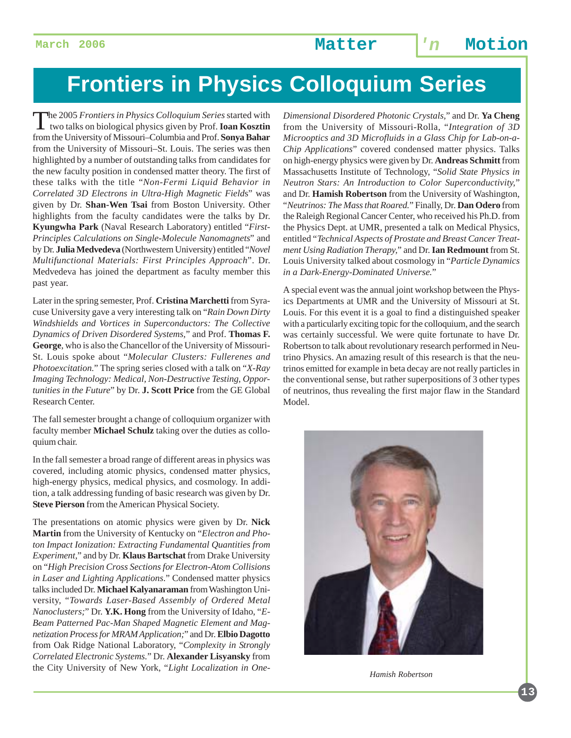# Frontiers in Physics Colloquium Series

The 2005 *Frontiers in Physics Colloquium Series* started with two talks on biological physics given by Prof. **Ioan Kosztin** from the University of Missouri–Columbia and Prof. **Sonya Bahar** from the University of Missouri–St. Louis. The series was then highlighted by a number of outstanding talks from candidates for the new faculty position in condensed matter theory. The first of these talks with the title "*Non-Fermi Liquid Behavior in Correlated 3D Electrons in Ultra-High Magnetic Field*s" was given by Dr. **Shan-Wen Tsai** from Boston University. Other highlights from the faculty candidates were the talks by Dr. **Kyungwha Park** (Naval Research Laboratory) entitled "*First-Principles Calculations on Single-Molecule Nanomagnets*" and by Dr. **Julia Medvedeva** (Northwestern University) entitled "*Novel Multifunctional Materials: First Principles Approach*". Dr. Medvedeva has joined the department as faculty member this past year.

Later in the spring semester, Prof. **Cristina Marchetti** from Syracuse University gave a very interesting talk on "*Rain Down Dirty Windshields and Vortices in Superconductors: The Collective Dynamics of Driven Disordered Systems,*" and Prof. **Thomas F. George**, who is also the Chancellor of the University of Missouri-St. Louis spoke about "*Molecular Clusters: Fullerenes and Photoexcitation.*" The spring series closed with a talk on "*X-Ray Imaging Technology: Medical, Non-Destructive Testing, Opportunities in the Future*" by Dr. **J. Scott Price** from the GE Global Research Center.

The fall semester brought a change of colloquium organizer with faculty member **Michael Schulz** taking over the duties as colloquium chair.

In the fall semester a broad range of different areas in physics was covered, including atomic physics, condensed matter physics, high-energy physics, medical physics, and cosmology. In addition, a talk addressing funding of basic research was given by Dr. **Steve Pierson** from the American Physical Society.

The presentations on atomic physics were given by Dr. **Nick Martin** from the University of Kentucky on "*Electron and Photon Impact Ionization: Extracting Fundamental Quantities from Experiment,*" and by Dr. **Klaus Bartschat** from Drake University on "*High Precision Cross Sections for Electron-Atom Collisions in Laser and Lighting Applications.*" Condensed matter physics talks included Dr. **Michael Kalyanaraman** from Washington University, "*Towards Laser-Based Assembly of Ordered Metal Nanoclusters;*" Dr. **Y.K. Hong** from the University of Idaho, "*E-Beam Patterned Pac-Man Shaped Magnetic Element and Magnetization Process for MRAM Application;*" and Dr. **Elbio Dagotto** from Oak Ridge National Laboratory, "*Complexity in Strongly Correlated Electronic Systems.*" Dr. **Alexander Lisyansky** from the City University of New York, "*Light Localization in One-Dimensional Disordered Photonic Crystals,*" and Dr. **Ya Cheng** from the University of Missouri-Rolla, "*Integration of 3D Microoptics and 3D Microfluids in a Glass Chip for Lab-on-a-Chip Applications*" covered condensed matter physics. Talks on high-energy physics were given by Dr. **Andreas Schmitt** from Massachusetts Institute of Technology, "*Solid State Physics in Neutron Stars: An Introduction to Color Superconductivity,*" and Dr. **Hamish Robertson** from the University of Washington, "*Neutrinos: The Mass that Roared.*" Finally, Dr. **Dan Odero** from the Raleigh Regional Cancer Center, who received his Ph.D. from the Physics Dept. at UMR, presented a talk on Medical Physics, entitled "*Technical Aspects of Prostate and Breast Cancer Treatment Using Radiation Therapy,*" and Dr. **Ian Redmound** from St. Louis University talked about cosmology in "*Particle Dynamics in a Dark-Energy-Dominated Universe.*"

A special event was the annual joint workshop between the Physics Departments at UMR and the University of Missouri at St. Louis. For this event it is a goal to find a distinguished speaker with a particularly exciting topic for the colloquium, and the search was certainly successful. We were quite fortunate to have Dr. Robertson to talk about revolutionary research performed in Neutrino Physics. An amazing result of this research is that the neutrinos emitted for example in beta decay are not really particles in the conventional sense, but rather superpositions of 3 other types of neutrinos, thus revealing the first major flaw in the Standard Model.

*Hamish Robertson*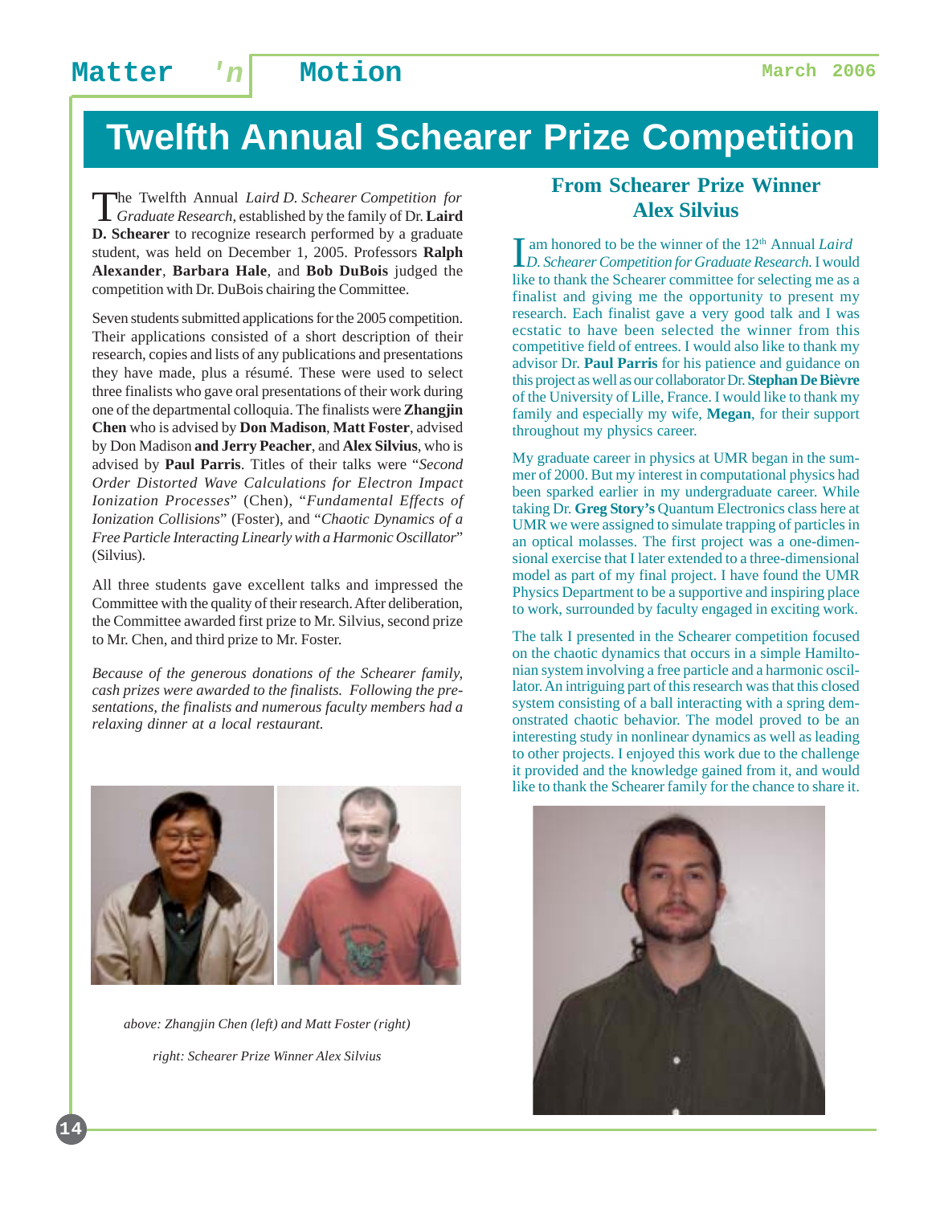# Twelfth Annual Schearer Prize Competition

The Twelfth Annual *Laird D. Schearer Competition for Graduate Research*, established by the family of Dr. **Laird D. Schearer** to recognize research performed by a graduate student, was held on December 1, 2005. Professors **Ralph Alexander**, **Barbara Hale**, and **Bob DuBois** judged the competition with Dr. DuBois chairing the Committee.

Seven students submitted applications for the 2005 competition. Their applications consisted of a short description of their research, copies and lists of any publications and presentations they have made, plus a résumé. These were used to select three finalists who gave oral presentations of their work during one of the departmental colloquia. The finalists were **Zhangjin Chen** who is advised by **Don Madison**, **Matt Foster**, advised by Don Madison **and Jerry Peacher**, and **Alex Silvius**, who is advised by **Paul Parris**. Titles of their talks were "*Second Order Distorted Wave Calculations for Electron Impact Ionization Processes*" (Chen), "*Fundamental Effects of Ionization Collisions*" (Foster), and "*Chaotic Dynamics of a Free Particle Interacting Linearly with a Harmonic Oscillator*" (Silvius).

All three students gave excellent talks and impressed the Committee with the quality of their research. After deliberation, the Committee awarded first prize to Mr. Silvius, second prize to Mr. Chen, and third prize to Mr. Foster.

*Because of the generous donations of the Schearer family, cash prizes were awarded to the finalists. Following the presentations, the finalists and numerous faculty members had a relaxing dinner at a local restaurant.*

*above: Zhangjin Chen (left) and Matt Foster (right)*

*right: Schearer Prize Winner Alex Silvius*

## From Schearer Prize Winner Alex Silvius

I am honored to be the winner of the 12th Annual *Laird D. Schearer Competition for Graduate Research.* I would like to thank the Schearer committee for selecting me as a finalist and giving me the opportunity to present my research. Each finalist gave a very good talk and I was ecstatic to have been selected the winner from this competitive field of entrees. I would also like to thank my advisor Dr. **Paul Parris** for his patience and guidance on this project as well as our collaborator Dr. **Stephan De Bièvre** of the University of Lille, France. I would like to thank my family and especially my wife, **Megan**, for their support throughout my physics career.

My graduate career in physics at UMR began in the summer of 2000. But my interest in computational physics had been sparked earlier in my undergraduate career. While taking Dr. **Greg Story's** Quantum Electronics class here at UMR we were assigned to simulate trapping of particles in an optical molasses. The first project was a one-dimensional exercise that I later extended to a three-dimensional model as part of my final project. I have found the UMR Physics Department to be a supportive and inspiring place to work, surrounded by faculty engaged in exciting work.

The talk I presented in the Schearer competition focused on the chaotic dynamics that occurs in a simple Hamiltonian system involving a free particle and a harmonic oscillator. An intriguing part of this research was that this closed system consisting of a ball interacting with a spring demonstrated chaotic behavior. The model proved to be an interesting study in nonlinear dynamics as well as leading to other projects. I enjoyed this work due to the challenge it provided and the knowledge gained from it, and would like to thank the Schearer family for the chance to share it.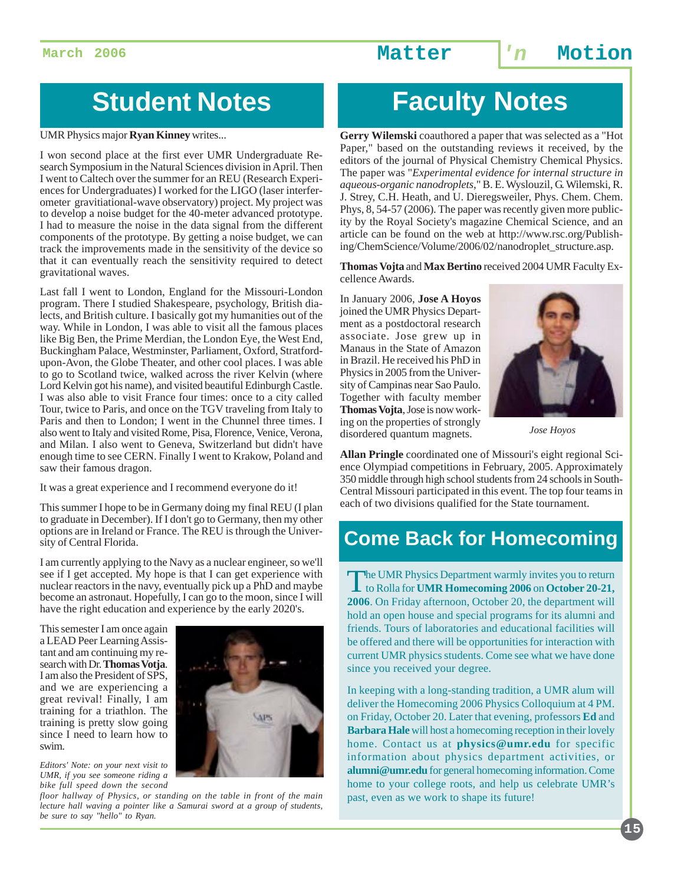# Student Notes

UMR Physics major **Ryan Kinney** writes...

I won second place at the first ever UMR Undergraduate Research Symposium in the Natural Sciences division in April. Then I went to Caltech over the summer for an REU (Research Experiences for Undergraduates) I worked for the LIGO (laser interferometer gravitiational-wave observatory) project. My project was to develop a noise budget for the 40-meter advanced prototype. I had to measure the noise in the data signal from the different components of the prototype. By getting a noise budget, we can track the improvements made in the sensitivity of the device so that it can eventually reach the sensitivity required to detect gravitational waves.

Last fall I went to London, England for the Missouri-London program. There I studied Shakespeare, psychology, British dialects, and British culture. I basically got my humanities out of the way. While in London, I was able to visit all the famous places like Big Ben, the Prime Merdian, the London Eye, the West End, Buckingham Palace, Westminster, Parliament, Oxford, Stratford-upon-Avon, the Globe Theater, and other cool places. I was able to go to Scotland twice, walked across the river Kelvin (where Lord Kelvin got his name), and visited beautiful Edinburgh Castle. I was also able to visit France four times: once to a city called Tour, twice to Paris, and once on the TGV traveling from Italy to Paris and then to London; I went in the Chunnel three times. I also went to Italy and visited Rome, Pisa, Florence, Venice, Verona, and Milan. I also went to Geneva, Switzerland but didn't have enough time to see CERN. Finally I went to Krakow, Poland and saw their famous dragon.

It was a great experience and I recommend everyone do it!

This summer I hope to be in Germany doing my final REU (I plan to graduate in December). If I don't go to Germany, then my other options are in Ireland or France. The REU is through the University of Central Florida.

I am currently applying to the Navy as a nuclear engineer, so we'll see if I get accepted. My hope is that I can get experience with nuclear reactors in the navy, eventually pick up a PhD and maybe become an astronaut. Hopefully, I can go to the moon, since I will have the right education and experience by the early 2020's.

This semester I am once again a LEAD Peer Learning Assistant and am continuing my research with Dr. **Thomas Vojta**. I am also the President of SPS, and we are experiencing a great revival! Finally, I am training for a triathlon. The training is pretty slow going since I need to learn how to swim.

*Editors' Note: on your next visit to UMR, if you see someone riding a bike full speed down the second floor hallway of Physics, or standing on the table in front of the main lecture hall waving a pointer like a Samurai sword at a group of students, be sure to say "hello" to Ryan.*

# Faculty Notes

**Gerry Wilemski** coauthored a paper that was selected as a "Hot Paper," based on the outstanding reviews it received, by the editors of the journal of Physical Chemistry Chemical Physics. The paper was "*Experimental evidence for internal structure in aqueous-organic nanodroplets,*" B. E. Wyslouzil, G. Wilemski, R. J. Strey, C.H. Heath, and U. Dieregsweiler, Phys. Chem. Chem. Phys, 8, 54-57 (2006). The paper was recently given more publicity by the Royal Society's magazine Chemical Science, and an article can be found on the web at http://www.rsc.org/Publishing/ChemScience/Volume/2006/02/nanodroplet_structure.asp.

**Thomas Vojta** and **Max Bertino** received 2004 UMR Faculty Excellence Awards.

In January 2006, **Jose A Hoyos** joined the UMR Physics Department as a postdoctoral research associate. Jose grew up in Manaus in the State of Amazon in Brazil. He received his PhD in Physics in 2005 from the University of Campinas near Sao Paulo. Together with faculty member **Thomas Vojta**, Jose is now working on the properties of strongly disordered quantum magnets.

*Jose Hoyos*

**Allan Pringle** coordinated one of Missouri's eight regional Science Olympiad competitions in February, 2005. Approximately 350 middle through high school students from 24 schools in South-Central Missouri participated in this event. The top four teams in each of two divisions qualified for the State tournament.

# Come Back for Homecoming

The UMR Physics Department warmly invites you to return to Rolla for **UMR Homecoming 2006** on **October 20-21, 2006**. On Friday afternoon, October 20, the department will hold an open house and special programs for its alumni and friends. Tours of laboratories and educational facilities will be offered and there will be opportunities for interaction with current UMR physics students. Come see what we have done since you received your degree.

In keeping with a long-standing tradition, a UMR alum will deliver the Homecoming 2006 Physics Colloquium at 4 PM. on Friday, October 20. Later that evening, professors **Ed** and **Barbara Hale** will host a homecoming reception in their lovely home. Contact us at **physics@umr.edu** for specific information about physics department activities, or **alumni@umr.edu** for general homecoming information. Come home to your college roots, and help us celebrate UMR's past, even as we work to shape its future!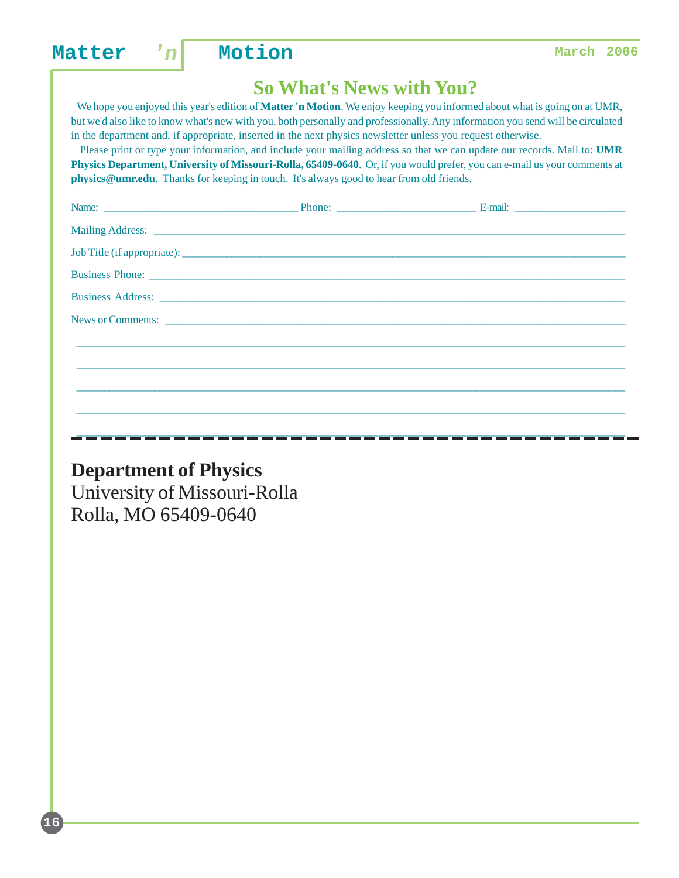## So What's News with You?

We hope you enjoyed this year's edition of **Matter 'n Motion**. We enjoy keeping you informed about what is going on at UMR, but we'd also like to know what's new with you, both personally and professionally. Any information you send will be circulated in the department and, if appropriate, inserted in the next physics newsletter unless you request otherwise.

Please print or type your information, and include your mailing address so that we can update our records. Mail to: **UMR Physics Department, University of Missouri-Rolla, 65409-0640**. Or, if you would prefer, you can e-mail us your comments at **physics@umr.edu**. Thanks for keeping in touch. It's always good to hear from old friends.

Name: ___________________________ Phone: ____________________ E-mail: ________________

Mailing Address: ______________________________________________________________________

Job Title (if appropriate): _______________________________________________________________

Business Phone: ______________________________________________________________________

Business Address: _____________________________________________________________________

News or Comments: ____________________________________________________________________

_______________________________________________________________________________________

_______________________________________________________________________________________

_______________________________________________________________________________________

_______________________________________________________________________________________

**Department of Physics**
University of Missouri-Rolla
Rolla, MO 65409-0640